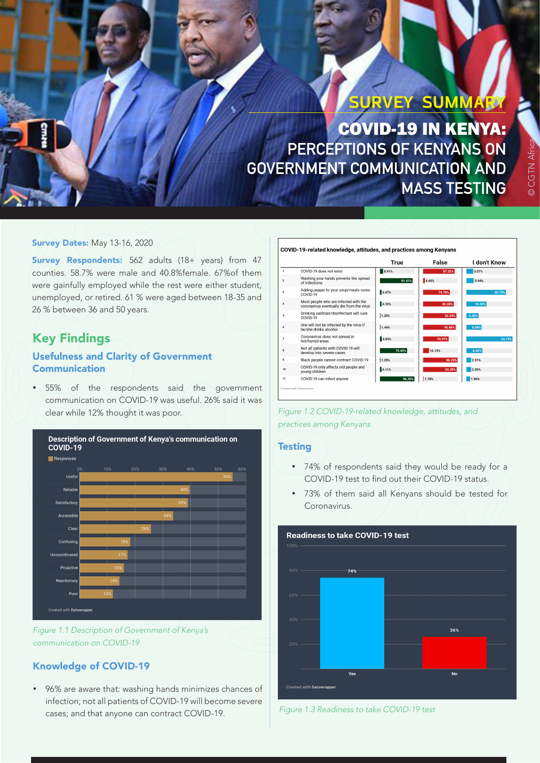# SURVEY SUMMARY

# COVID-19 IN KENYA: PERCEPTIONS OF KENYANS ON GOVERNMENT COMMUNICATION AND MASS TESTING

© CGTN Africa

**Survey Dates:** May 13-16, 2020

**Survey Respondents:** 562 adults (18+ years) from 47 counties. 58.7% were male and 40.8%female. 67%of them were gainfully employed while the rest were either student, unemployed, or retired. 61 % were aged between 18-35 and 26 % between 36 and 50 years.

## Key Findings

### Usefulness and Clarity of Government Communication

- 55% of the respondents said the government communication on COVID-19 was useful. 26% said it was clear while 12% thought it was poor.

**Description of Government of Kenya's communication on COVID-19**

| Description | Responses |
|---|---|
| Useful | 55% |
| Reliable | 40% |
| Satisfactory | 39% |
| Accessible | 34% |
| Clear | 26% |
| Confusing | 18% |
| Uncoordinated | 17% |
| Proactive | 16% |
| Reactionary | 14% |
| Poor | 12% |

Created with Datawrapper

*Figure 1.1 Description of Government of Kenya's communication on COVID-19*

### Knowledge of COVID-19

- 96% are aware that: washing hands minimizes chances of infection; not all patients of COVID-19 will become severe cases; and that anyone can contract COVID-19.

**COVID-19-related knowledge, attitudes, and practices among Kenyans**

| | | True | False | I don't Know |
|---|---|---|---|---|
| 1 | COVID-19 does not exist | 8.91% | 87.52% | 3.57% |
| 2 | Washing your hands prevents the spread of infections | 91.41% | 4.65% | 3.94% |
| 3 | Adding pepper to your soup/meals cures COVID-19 | 4.47% | 74.78% | 20.75% |
| 4 | Most people who are infected with the coronavirus eventually die from the virus | 4.10% | 85.38% | 10.52% |
| 5 | Drinking sanitizer/disinfectant will cure COVID-19 | 1.25% | 92.34% | 6.42% |
| 6 | One will not be infected by the virus if he/she drinks alcohol | 1.44% | 90.48% | 8.08% |
| 7 | Coronavirus does not spread in hot/humid areas | 4.84% | 70.97% | 24.19% |
| 8 | Not all patients with COVID-19 will develop into severe cases | 75.45% | 16.13% | 8.42% |
| 9 | Black people cannot contract COVID-19 | 1.25% | 96.24% | 2.51% |
| 10 | COVID-19 only affects old people and young children | 4.11% | 93.39% | 2.50% |
| 11 | COVID-19 can infect anyone | 96.26% | 1.78% | 1.96% |

Created with Datawrapper

*Figure 1.2 COVID-19-related knowledge, attitudes, and practices among Kenyans*

### Testing

- 74% of respondents said they would be ready for a COVID-19 test to find out their COVID-19 status.
- 73% of them said all Kenyans should be tested for Coronavirus.

**Readiness to take COVID-19 test**

| Response | Percentage |
|---|---|
| Yes | 74% |
| No | 26% |

Created with Datawrapper

*Figure 1.3 Readiness to take COVID-19 test*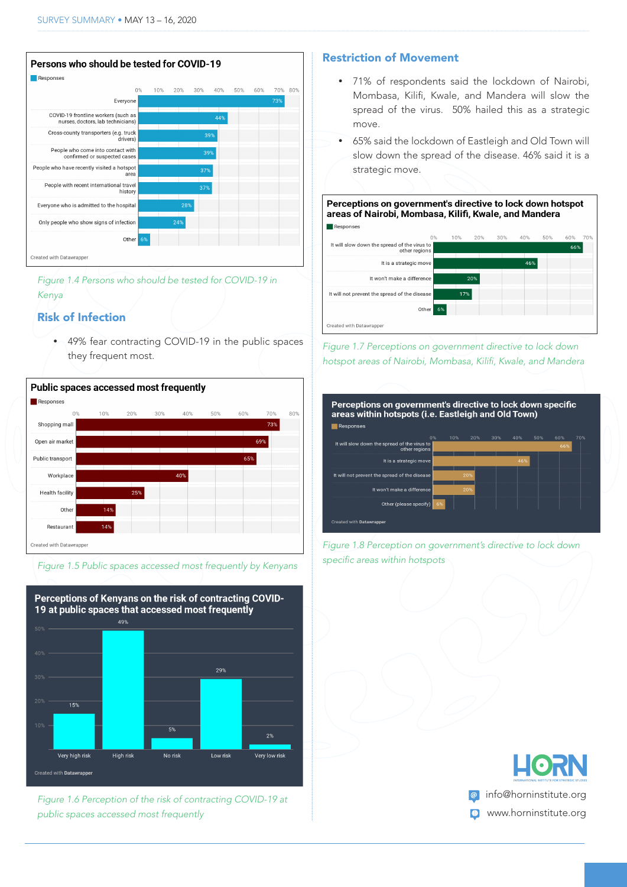### Persons who should be tested for COVID-19

Responses

0% 10% 20% 30% 40% 50% 60% 70% 80%

Everyone 73%
COVID-19 frontline workers (such as nurses, doctors, lab technicians) 44%
Cross-county transporters (e.g. truck drivers) 39%
People who come into contact with confirmed or suspected cases 39%
People who have recently visited a hotspot area 37%
People with recent international travel history 37%
Everyone who is admitted to the hospital 28%
Only people who show signs of infection 24%
Other 6%

Created with Datawrapper

*Figure 1.4 Persons who should be tested for COVID-19 in Kenya*

## Risk of Infection

- 49% fear contracting COVID-19 in the public spaces they frequent most.

### Public spaces accessed most frequently

Responses

0% 10% 20% 30% 40% 50% 60% 70% 80%

Shopping mall 73%
Open air market 69%
Public transport 65%
Workplace 40%
Health facility 25%
Other 14%
Restaurant 14%

Created with Datawrapper

*Figure 1.5 Public spaces accessed most frequently by Kenyans*

### Perceptions of Kenyans on the risk of contracting COVID-19 at public spaces that accessed most frequently

50% 40% 30% 20% 10%

Very high risk 15%
High risk 49%
No risk 5%
Low risk 29%
Very low risk 2%

Created with Datawrapper

*Figure 1.6 Perception of the risk of contracting COVID-19 at public spaces accessed most frequently*

## Restriction of Movement

- 71% of respondents said the lockdown of Nairobi, Mombasa, Kilifi, Kwale, and Mandera will slow the spread of the virus. 50% hailed this as a strategic move.
- 65% said the lockdown of Eastleigh and Old Town will slow down the spread of the disease. 46% said it is a strategic move.

### Perceptions on government's directive to lock down hotspot areas of Nairobi, Mombasa, Kilifi, Kwale, and Mandera

Responses

0% 10% 20% 30% 40% 50% 60% 70%

It will slow down the spread of the virus to other regions 66%
It is a strategic move 46%
It won't make a difference 20%
It will not prevent the spread of the disease 17%
Other 6%

Created with Datawrapper

*Figure 1.7 Perceptions on government directive to lock down hotspot areas of Nairobi, Mombasa, Kilifi, Kwale, and Mandera*

### Perceptions on government's directive to lock down specific areas within hotspots (i.e. Eastleigh and Old Town)

Responses

0% 10% 20% 30% 40% 50% 60% 70%

It will slow down the spread of the virus to other regions 66%
It is a strategic move 46%
It will not prevent the spread of the disease 20%
It won't make a difference 20%
Other (please specify) 6%

Created with Datawrapper

*Figure 1.8 Perception on government's directive to lock down specific areas within hotspots*

HORN INTERNATIONAL INSTITUTE FOR STRATEGIC STUDIES

info@horninstitute.org

www.horninstitute.org